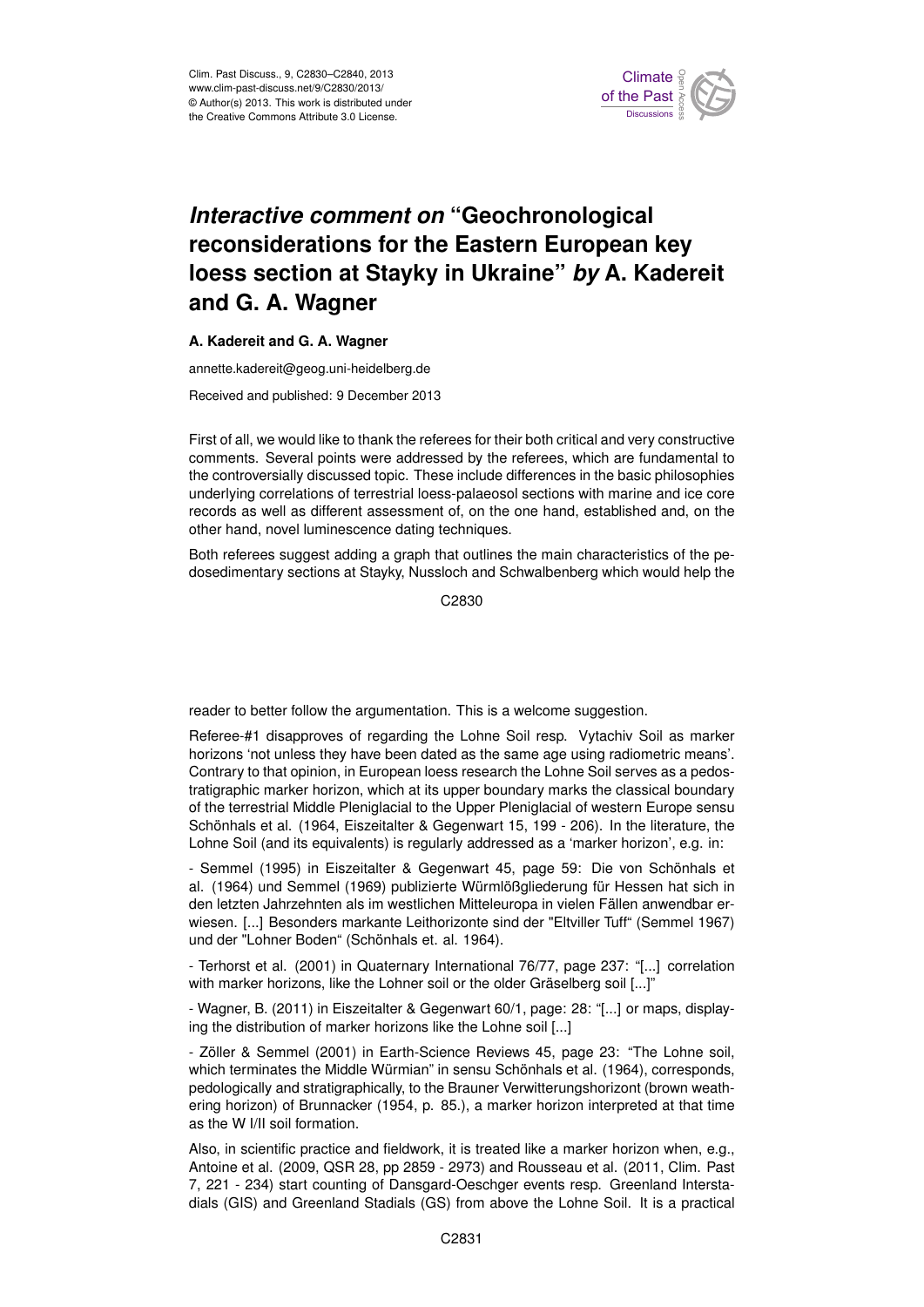# *Interactive comment on* "Geochronological reconsiderations for the Eastern European key loess section at Stayky in Ukraine" *by* A. Kadereit and G. A. Wagner

**A. Kadereit and G. A. Wagner**

annette.kadereit@geog.uni-heidelberg.de

Received and published: 9 December 2013

First of all, we would like to thank the referees for their both critical and very constructive comments. Several points were addressed by the referees, which are fundamental to the controversially discussed topic. These include differences in the basic philosophies underlying correlations of terrestrial loess-palaeosol sections with marine and ice core records as well as different assessment of, on the one hand, established and, on the other hand, novel luminescence dating techniques.

Both referees suggest adding a graph that outlines the main characteristics of the pedosedimentary sections at Stayky, Nussloch and Schwalbenberg which would help the reader to better follow the argumentation. This is a welcome suggestion.

Referee-#1 disapproves of regarding the Lohne Soil resp. Vytachiv Soil as marker horizons 'not unless they have been dated as the same age using radiometric means'. Contrary to that opinion, in European loess research the Lohne Soil serves as a pedostratigraphic marker horizon, which at its upper boundary marks the classical boundary of the terrestrial Middle Pleniglacial to the Upper Pleniglacial of western Europe sensu Schönhals et al. (1964, Eiszeitalter & Gegenwart 15, 199 - 206). In the literature, the Lohne Soil (and its equivalents) is regularly addressed as a 'marker horizon', e.g. in:

- Semmel (1995) in Eiszeitalter & Gegenwart 45, page 59: Die von Schönhals et al. (1964) und Semmel (1969) publizierte Würmlößgliederung für Hessen hat sich in den letzten Jahrzehnten als im westlichen Mitteleuropa in vielen Fällen anwendbar erwiesen. [...] Besonders markante Leithorizonte sind der "Eltviller Tuff" (Semmel 1967) und der "Lohner Boden" (Schönhals et. al. 1964).

- Terhorst et al. (2001) in Quaternary International 76/77, page 237: "[...] correlation with marker horizons, like the Lohner soil or the older Gräselberg soil [...]"

- Wagner, B. (2011) in Eiszeitalter & Gegenwart 60/1, page: 28: "[...] or maps, displaying the distribution of marker horizons like the Lohne soil [...]

- Zöller & Semmel (2001) in Earth-Science Reviews 45, page 23: "The Lohne soil, which terminates the Middle Würmian" in sensu Schönhals et al. (1964), corresponds, pedologically and stratigraphically, to the Brauner Verwitterungshorizont (brown weathering horizon) of Brunnacker (1954, p. 85.), a marker horizon interpreted at that time as the W I/II soil formation.

Also, in scientific practice and fieldwork, it is treated like a marker horizon when, e.g., Antoine et al. (2009, QSR 28, pp 2859 - 2973) and Rousseau et al. (2011, Clim. Past 7, 221 - 234) start counting of Dansgard-Oeschger events resp. Greenland Interstadials (GIS) and Greenland Stadials (GS) from above the Lohne Soil. It is a practical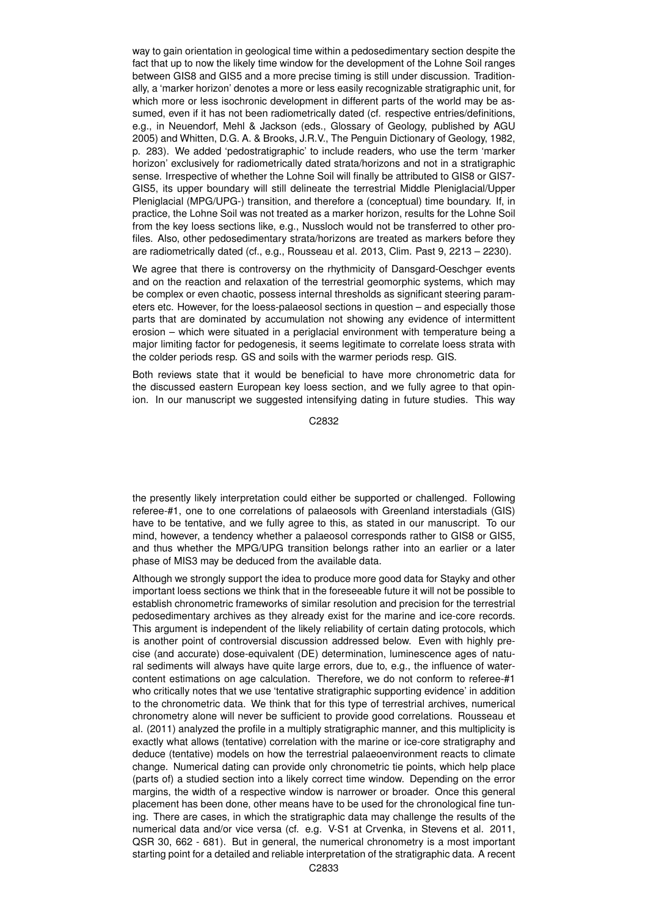way to gain orientation in geological time within a pedosedimentary section despite the fact that up to now the likely time window for the development of the Lohne Soil ranges between GIS8 and GIS5 and a more precise timing is still under discussion. Traditionally, a 'marker horizon' denotes a more or less easily recognizable stratigraphic unit, for which more or less isochronic development in different parts of the world may be assumed, even if it has not been radiometrically dated (cf. respective entries/definitions, e.g., in Neuendorf, Mehl & Jackson (eds., Glossary of Geology, published by AGU 2005) and Whitten, D.G. A. & Brooks, J.R.V., The Penguin Dictionary of Geology, 1982, p. 283). We added 'pedostratigraphic' to include readers, who use the term 'marker horizon' exclusively for radiometrically dated strata/horizons and not in a stratigraphic sense. Irrespective of whether the Lohne Soil will finally be attributed to GIS8 or GIS7-GIS5, its upper boundary will still delineate the terrestrial Middle Pleniglacial/Upper Pleniglacial (MPG/UPG-) transition, and therefore a (conceptual) time boundary. If, in practice, the Lohne Soil was not treated as a marker horizon, results for the Lohne Soil from the key loess sections like, e.g., Nussloch would not be transferred to other profiles. Also, other pedosedimentary strata/horizons are treated as markers before they are radiometrically dated (cf., e.g., Rousseau et al. 2013, Clim. Past 9, 2213 – 2230).

We agree that there is controversy on the rhythmicity of Dansgard-Oeschger events and on the reaction and relaxation of the terrestrial geomorphic systems, which may be complex or even chaotic, possess internal thresholds as significant steering parameters etc. However, for the loess-palaeosol sections in question – and especially those parts that are dominated by accumulation not showing any evidence of intermittent erosion – which were situated in a periglacial environment with temperature being a major limiting factor for pedogenesis, it seems legitimate to correlate loess strata with the colder periods resp. GS and soils with the warmer periods resp. GIS.

Both reviews state that it would be beneficial to have more chronometric data for the discussed eastern European key loess section, and we fully agree to that opinion. In our manuscript we suggested intensifying dating in future studies. This way the presently likely interpretation could either be supported or challenged. Following referee-#1, one to one correlations of palaeosols with Greenland interstadials (GIS) have to be tentative, and we fully agree to this, as stated in our manuscript. To our mind, however, a tendency whether a palaeosol corresponds rather to GIS8 or GIS5, and thus whether the MPG/UPG transition belongs rather into an earlier or a later phase of MIS3 may be deduced from the available data.

Although we strongly support the idea to produce more good data for Stayky and other important loess sections we think that in the foreseeable future it will not be possible to establish chronometric frameworks of similar resolution and precision for the terrestrial pedosedimentary archives as they already exist for the marine and ice-core records. This argument is independent of the likely reliability of certain dating protocols, which is another point of controversial discussion addressed below. Even with highly precise (and accurate) dose-equivalent (DE) determination, luminescence ages of natural sediments will always have quite large errors, due to, e.g., the influence of water-content estimations on age calculation. Therefore, we do not conform to referee-#1 who critically notes that we use 'tentative stratigraphic supporting evidence' in addition to the chronometric data. We think that for this type of terrestrial archives, numerical chronometry alone will never be sufficient to provide good correlations. Rousseau et al. (2011) analyzed the profile in a multiply stratigraphic manner, and this multiplicity is exactly what allows (tentative) correlation with the marine or ice-core stratigraphy and deduce (tentative) models on how the terrestrial palaeoenvironment reacts to climate change. Numerical dating can provide only chronometric tie points, which help place (parts of) a studied section into a likely correct time window. Depending on the error margins, the width of a respective window is narrower or broader. Once this general placement has been done, other means have to be used for the chronological fine tuning. There are cases, in which the stratigraphic data may challenge the results of the numerical data and/or vice versa (cf. e.g. V-S1 at Crvenka, in Stevens et al. 2011, QSR 30, 662 - 681). But in general, the numerical chronometry is a most important starting point for a detailed and reliable interpretation of the stratigraphic data. A recent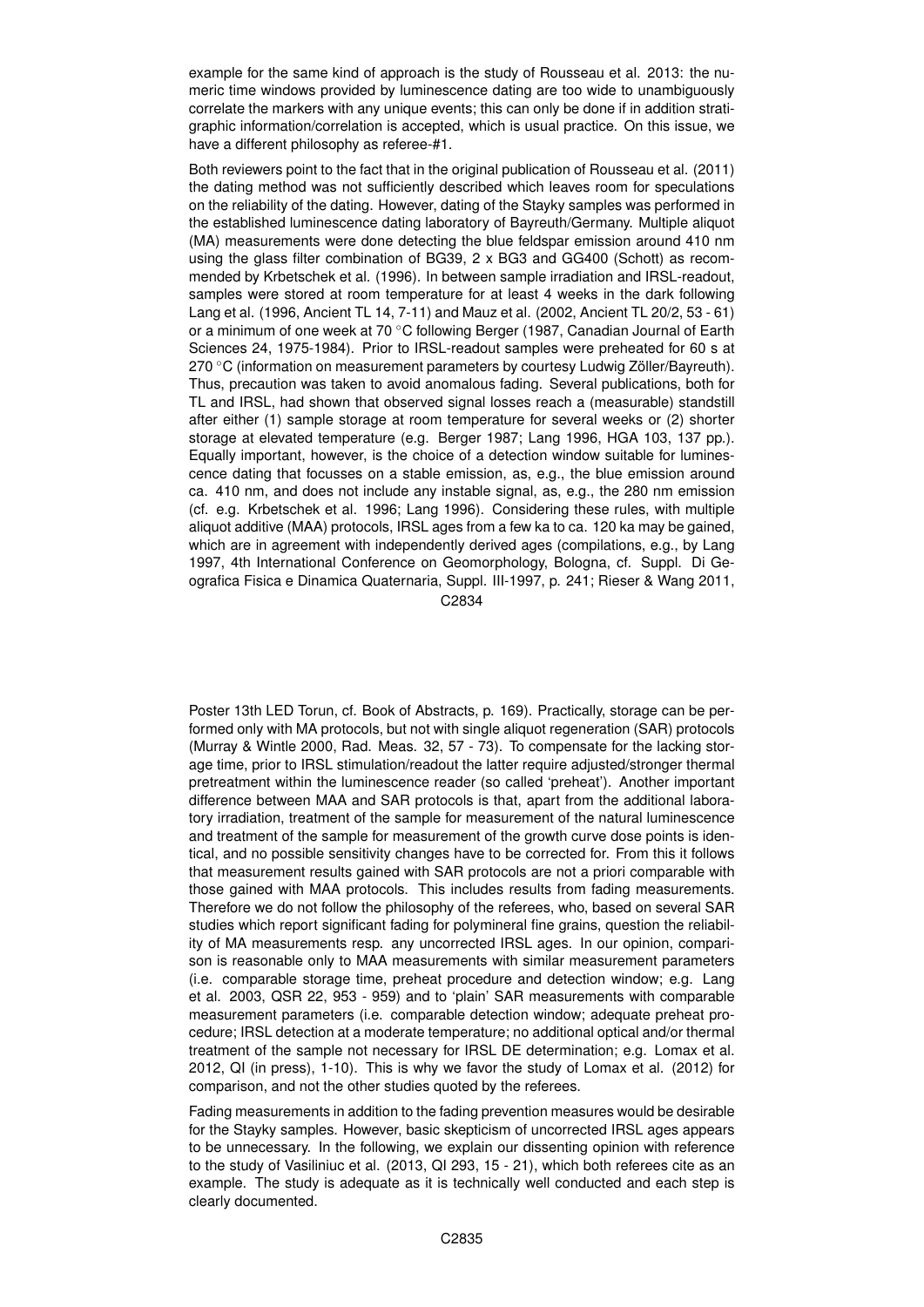example for the same kind of approach is the study of Rousseau et al. 2013: the numeric time windows provided by luminescence dating are too wide to unambiguously correlate the markers with any unique events; this can only be done if in addition stratigraphic information/correlation is accepted, which is usual practice. On this issue, we have a different philosophy as referee-#1.

Both reviewers point to the fact that in the original publication of Rousseau et al. (2011) the dating method was not sufficiently described which leaves room for speculations on the reliability of the dating. However, dating of the Stayky samples was performed in the established luminescence dating laboratory of Bayreuth/Germany. Multiple aliquot (MA) measurements were done detecting the blue feldspar emission around 410 nm using the glass filter combination of BG39, 2 x BG3 and GG400 (Schott) as recommended by Krbetschek et al. (1996). In between sample irradiation and IRSL-readout, samples were stored at room temperature for at least 4 weeks in the dark following Lang et al. (1996, Ancient TL 14, 7-11) and Mauz et al. (2002, Ancient TL 20/2, 53 - 61) or a minimum of one week at 70 °C following Berger (1987, Canadian Journal of Earth Sciences 24, 1975-1984). Prior to IRSL-readout samples were preheated for 60 s at 270 °C (information on measurement parameters by courtesy Ludwig Zöller/Bayreuth). Thus, precaution was taken to avoid anomalous fading. Several publications, both for TL and IRSL, had shown that observed signal losses reach a (measurable) standstill after either (1) sample storage at room temperature for several weeks or (2) shorter storage at elevated temperature (e.g. Berger 1987; Lang 1996, HGA 103, 137 pp.). Equally important, however, is the choice of a detection window suitable for luminescence dating that focusses on a stable emission, as, e.g., the blue emission around ca. 410 nm, and does not include any instable signal, as, e.g., the 280 nm emission (cf. e.g. Krbetschek et al. 1996; Lang 1996). Considering these rules, with multiple aliquot additive (MAA) protocols, IRSL ages from a few ka to ca. 120 ka may be gained, which are in agreement with independently derived ages (compilations, e.g., by Lang 1997, 4th International Conference on Geomorphology, Bologna, cf. Suppl. Di Geografica Fisica e Dinamica Quaternaria, Suppl. III-1997, p. 241; Rieser & Wang 2011, Poster 13th LED Torun, cf. Book of Abstracts, p. 169). Practically, storage can be performed only with MA protocols, but not with single aliquot regeneration (SAR) protocols (Murray & Wintle 2000, Rad. Meas. 32, 57 - 73). To compensate for the lacking storage time, prior to IRSL stimulation/readout the latter require adjusted/stronger thermal pretreatment within the luminescence reader (so called 'preheat'). Another important difference between MAA and SAR protocols is that, apart from the additional laboratory irradiation, treatment of the sample for measurement of the natural luminescence and treatment of the sample for measurement of the growth curve dose points is identical, and no possible sensitivity changes have to be corrected for. From this it follows that measurement results gained with SAR protocols are not a priori comparable with those gained with MAA protocols. This includes results from fading measurements. Therefore we do not follow the philosophy of the referees, who, based on several SAR studies which report significant fading for polymineral fine grains, question the reliability of MA measurements resp. any uncorrected IRSL ages. In our opinion, comparison is reasonable only to MAA measurements with similar measurement parameters (i.e. comparable storage time, preheat procedure and detection window; e.g. Lang et al. 2003, QSR 22, 953 - 959) and to 'plain' SAR measurements with comparable measurement parameters (i.e. comparable detection window; adequate preheat procedure; IRSL detection at a moderate temperature; no additional optical and/or thermal treatment of the sample not necessary for IRSL DE determination; e.g. Lomax et al. 2012, QI (in press), 1-10). This is why we favor the study of Lomax et al. (2012) for comparison, and not the other studies quoted by the referees.

Fading measurements in addition to the fading prevention measures would be desirable for the Stayky samples. However, basic skepticism of uncorrected IRSL ages appears to be unnecessary. In the following, we explain our dissenting opinion with reference to the study of Vasiliniuc et al. (2013, QI 293, 15 - 21), which both referees cite as an example. The study is adequate as it is technically well conducted and each step is clearly documented.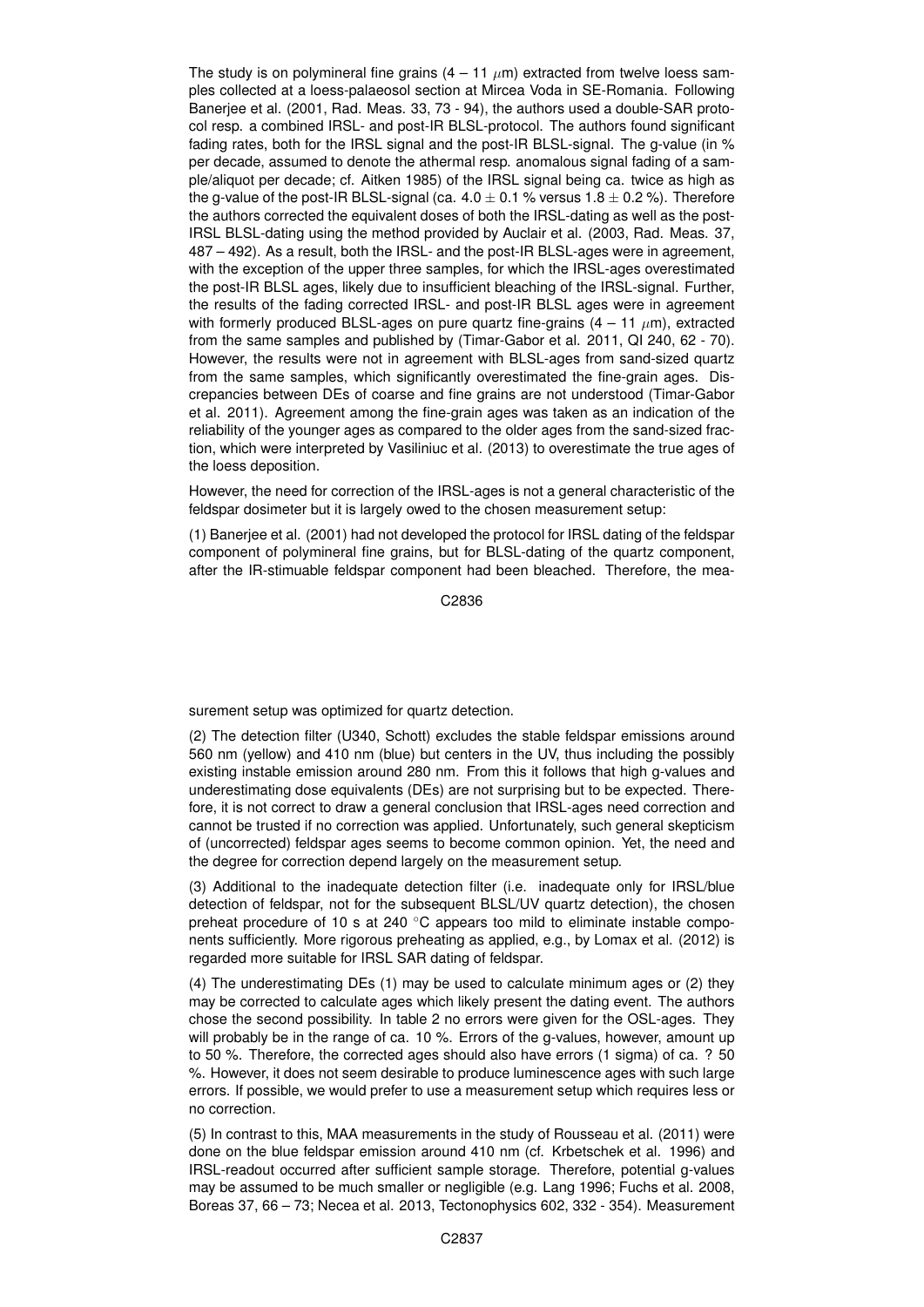The study is on polymineral fine grains (4 – 11 $\mu$m) extracted from twelve loess samples collected at a loess-palaeosol section at Mircea Voda in SE-Romania. Following Banerjee et al. (2001, Rad. Meas. 33, 73 - 94), the authors used a double-SAR protocol resp. a combined IRSL- and post-IR BLSL-protocol. The authors found significant fading rates, both for the IRSL signal and the post-IR BLSL-signal. The g-value (in % per decade, assumed to denote the athermal resp. anomalous signal fading of a sample/aliquot per decade; cf. Aitken 1985) of the IRSL signal being ca. twice as high as the g-value of the post-IR BLSL-signal (ca. 4.0 $\pm$ 0.1 % versus 1.8 $\pm$ 0.2 %). Therefore the authors corrected the equivalent doses of both the IRSL-dating as well as the post-IRSL BLSL-dating using the method provided by Auclair et al. (2003, Rad. Meas. 37, 487 – 492). As a result, both the IRSL- and the post-IR BLSL-ages were in agreement, with the exception of the upper three samples, for which the IRSL-ages overestimated the post-IR BLSL ages, likely due to insufficient bleaching of the IRSL-signal. Further, the results of the fading corrected IRSL- and post-IR BLSL ages were in agreement with formerly produced BLSL-ages on pure quartz fine-grains (4 – 11 $\mu$m), extracted from the same samples and published by (Timar-Gabor et al. 2011, QI 240, 62 - 70). However, the results were not in agreement with BLSL-ages from sand-sized quartz from the same samples, which significantly overestimated the fine-grain ages. Discrepancies between DEs of coarse and fine grains are not understood (Timar-Gabor et al. 2011). Agreement among the fine-grain ages was taken as an indication of the reliability of the younger ages as compared to the older ages from the sand-sized fraction, which were interpreted by Vasiliniuc et al. (2013) to overestimate the true ages of the loess deposition.

However, the need for correction of the IRSL-ages is not a general characteristic of the feldspar dosimeter but it is largely owed to the chosen measurement setup:

(1) Banerjee et al. (2001) had not developed the protocol for IRSL dating of the feldspar component of polymineral fine grains, but for BLSL-dating of the quartz component, after the IR-stimuable feldspar component had been bleached. Therefore, the measurement setup was optimized for quartz detection.

(2) The detection filter (U340, Schott) excludes the stable feldspar emissions around 560 nm (yellow) and 410 nm (blue) but centers in the UV, thus including the possibly existing instable emission around 280 nm. From this it follows that high g-values and underestimating dose equivalents (DEs) are not surprising but to be expected. Therefore, it is not correct to draw a general conclusion that IRSL-ages need correction and cannot be trusted if no correction was applied. Unfortunately, such general skepticism of (uncorrected) feldspar ages seems to become common opinion. Yet, the need and the degree for correction depend largely on the measurement setup.

(3) Additional to the inadequate detection filter (i.e. inadequate only for IRSL/blue detection of feldspar, not for the subsequent BLSL/UV quartz detection), the chosen preheat procedure of 10 s at 240 °C appears too mild to eliminate instable components sufficiently. More rigorous preheating as applied, e.g., by Lomax et al. (2012) is regarded more suitable for IRSL SAR dating of feldspar.

(4) The underestimating DEs (1) may be used to calculate minimum ages or (2) they may be corrected to calculate ages which likely present the dating event. The authors chose the second possibility. In table 2 no errors were given for the OSL-ages. They will probably be in the range of ca. 10 %. Errors of the g-values, however, amount up to 50 %. Therefore, the corrected ages should also have errors (1 sigma) of ca. ? 50 %. However, it does not seem desirable to produce luminescence ages with such large errors. If possible, we would prefer to use a measurement setup which requires less or no correction.

(5) In contrast to this, MAA measurements in the study of Rousseau et al. (2011) were done on the blue feldspar emission around 410 nm (cf. Krbetschek et al. 1996) and IRSL-readout occurred after sufficient sample storage. Therefore, potential g-values may be assumed to be much smaller or negligible (e.g. Lang 1996; Fuchs et al. 2008, Boreas 37, 66 – 73; Necea et al. 2013, Tectonophysics 602, 332 - 354). Measurement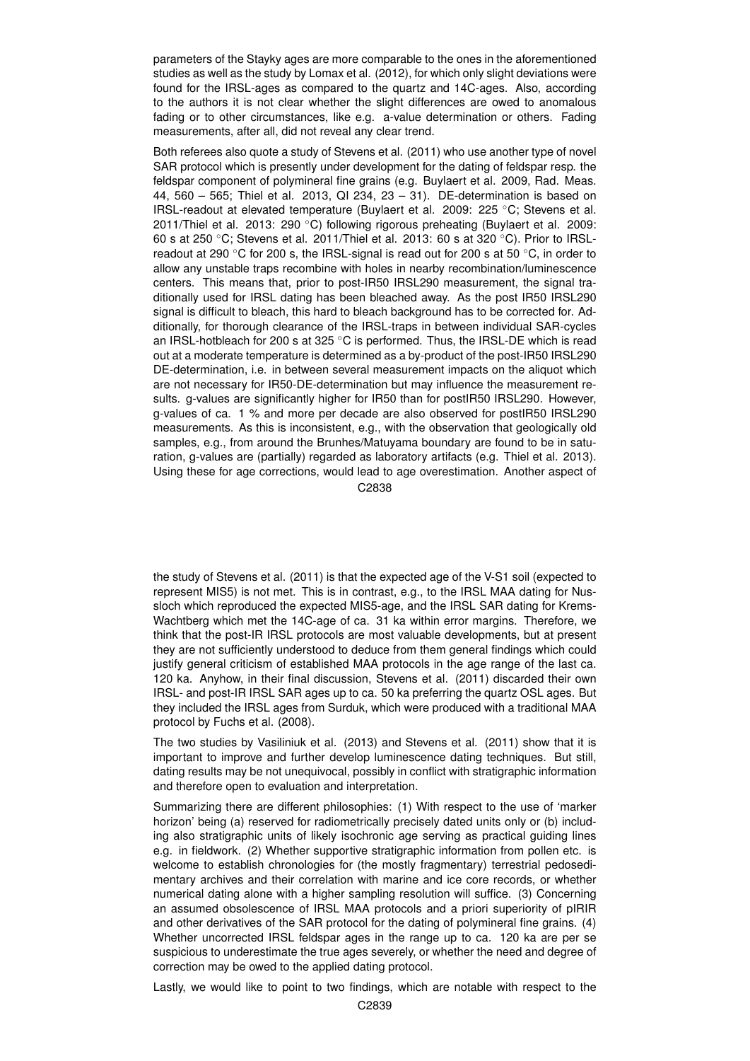parameters of the Stayky ages are more comparable to the ones in the aforementioned studies as well as the study by Lomax et al. (2012), for which only slight deviations were found for the IRSL-ages as compared to the quartz and 14C-ages. Also, according to the authors it is not clear whether the slight differences are owed to anomalous fading or to other circumstances, like e.g. a-value determination or others. Fading measurements, after all, did not reveal any clear trend.

Both referees also quote a study of Stevens et al. (2011) who use another type of novel SAR protocol which is presently under development for the dating of feldspar resp. the feldspar component of polymineral fine grains (e.g. Buylaert et al. 2009, Rad. Meas. 44, 560 – 565; Thiel et al. 2013, QI 234, 23 – 31). DE-determination is based on IRSL-readout at elevated temperature (Buylaert et al. 2009: 225 °C; Stevens et al. 2011/Thiel et al. 2013: 290 °C) following rigorous preheating (Buylaert et al. 2009: 60 s at 250 °C; Stevens et al. 2011/Thiel et al. 2013: 60 s at 320 °C). Prior to IRSL-readout at 290 °C for 200 s, the IRSL-signal is read out for 200 s at 50 °C, in order to allow any unstable traps recombine with holes in nearby recombination/luminescence centers. This means that, prior to post-IR50 IRSL290 measurement, the signal traditionally used for IRSL dating has been bleached away. As the post IR50 IRSL290 signal is difficult to bleach, this hard to bleach background has to be corrected for. Additionally, for thorough clearance of the IRSL-traps in between individual SAR-cycles an IRSL-hotbleach for 200 s at 325 °C is performed. Thus, the IRSL-DE which is read out at a moderate temperature is determined as a by-product of the post-IR50 IRSL290 DE-determination, i.e. in between several measurement impacts on the aliquot which are not necessary for IR50-DE-determination but may influence the measurement results. g-values are significantly higher for IR50 than for postIR50 IRSL290. However, g-values of ca. 1 % and more per decade are also observed for postIR50 IRSL290 measurements. As this is inconsistent, e.g., with the observation that geologically old samples, e.g., from around the Brunhes/Matuyama boundary are found to be in saturation, g-values are (partially) regarded as laboratory artifacts (e.g. Thiel et al. 2013). Using these for age corrections, would lead to age overestimation. Another aspect of the study of Stevens et al. (2011) is that the expected age of the V-S1 soil (expected to represent MIS5) is not met. This is in contrast, e.g., to the IRSL MAA dating for Nussloch which reproduced the expected MIS5-age, and the IRSL SAR dating for Krems-Wachtberg which met the 14C-age of ca. 31 ka within error margins. Therefore, we think that the post-IR IRSL protocols are most valuable developments, but at present they are not sufficiently understood to deduce from them general findings which could justify general criticism of established MAA protocols in the age range of the last ca. 120 ka. Anyhow, in their final discussion, Stevens et al. (2011) discarded their own IRSL- and post-IR IRSL SAR ages up to ca. 50 ka preferring the quartz OSL ages. But they included the IRSL ages from Surduk, which were produced with a traditional MAA protocol by Fuchs et al. (2008).

The two studies by Vasiliniuk et al. (2013) and Stevens et al. (2011) show that it is important to improve and further develop luminescence dating techniques. But still, dating results may be not unequivocal, possibly in conflict with stratigraphic information and therefore open to evaluation and interpretation.

Summarizing there are different philosophies: (1) With respect to the use of 'marker horizon' being (a) reserved for radiometrically precisely dated units only or (b) including also stratigraphic units of likely isochronic age serving as practical guiding lines e.g. in fieldwork. (2) Whether supportive stratigraphic information from pollen etc. is welcome to establish chronologies for (the mostly fragmentary) terrestrial pedosedimentary archives and their correlation with marine and ice core records, or whether numerical dating alone with a higher sampling resolution will suffice. (3) Concerning an assumed obsolescence of IRSL MAA protocols and a priori superiority of pIRIR and other derivatives of the SAR protocol for the dating of polymineral fine grains. (4) Whether uncorrected IRSL feldspar ages in the range up to ca. 120 ka are per se suspicious to underestimate the true ages severely, or whether the need and degree of correction may be owed to the applied dating protocol.

Lastly, we would like to point to two findings, which are notable with respect to the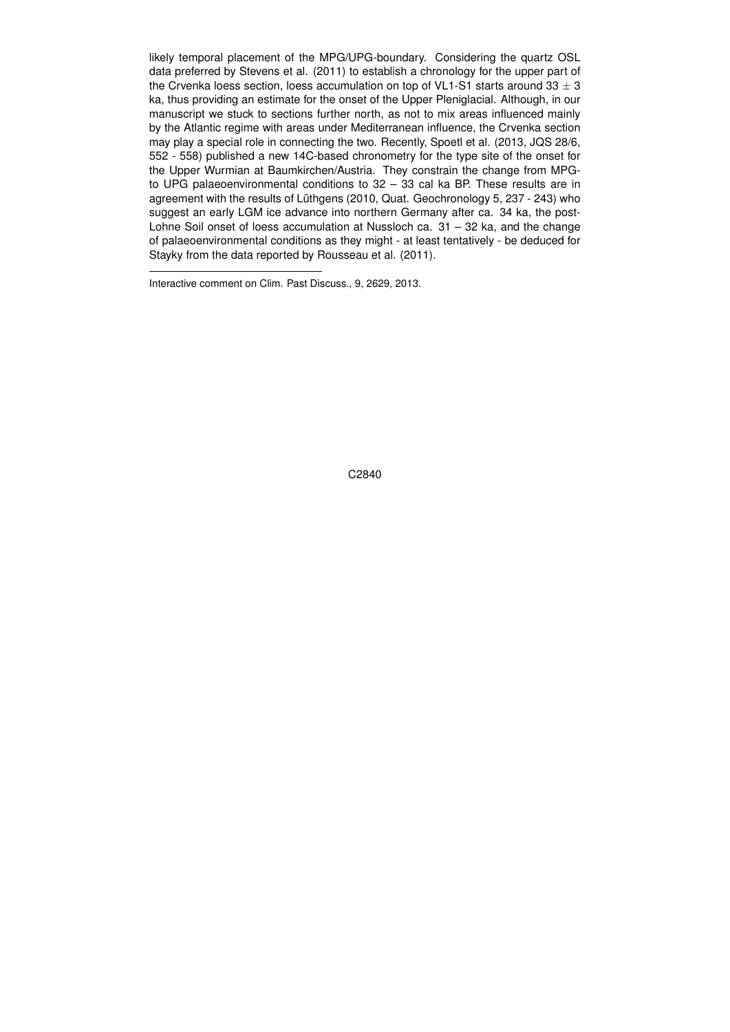likely temporal placement of the MPG/UPG-boundary. Considering the quartz OSL data preferred by Stevens et al. (2011) to establish a chronology for the upper part of the Crvenka loess section, loess accumulation on top of VL1-S1 starts around 33 $\pm$ 3 ka, thus providing an estimate for the onset of the Upper Pleniglacial. Although, in our manuscript we stuck to sections further north, as not to mix areas influenced mainly by the Atlantic regime with areas under Mediterranean influence, the Crvenka section may play a special role in connecting the two. Recently, Spoetl et al. (2013, JQS 28/6, 552 - 558) published a new 14C-based chronometry for the type site of the onset for the Upper Wurmian at Baumkirchen/Austria. They constrain the change from MPG- to UPG palaeoenvironmental conditions to 32 – 33 cal ka BP. These results are in agreement with the results of Lüthgens (2010, Quat. Geochronology 5, 237 - 243) who suggest an early LGM ice advance into northern Germany after ca. 34 ka, the post-Lohne Soil onset of loess accumulation at Nussloch ca. 31 – 32 ka, and the change of palaeoenvironmental conditions as they might - at least tentatively - be deduced for Stayky from the data reported by Rousseau et al. (2011).

---

Interactive comment on Clim. Past Discuss., 9, 2629, 2013.